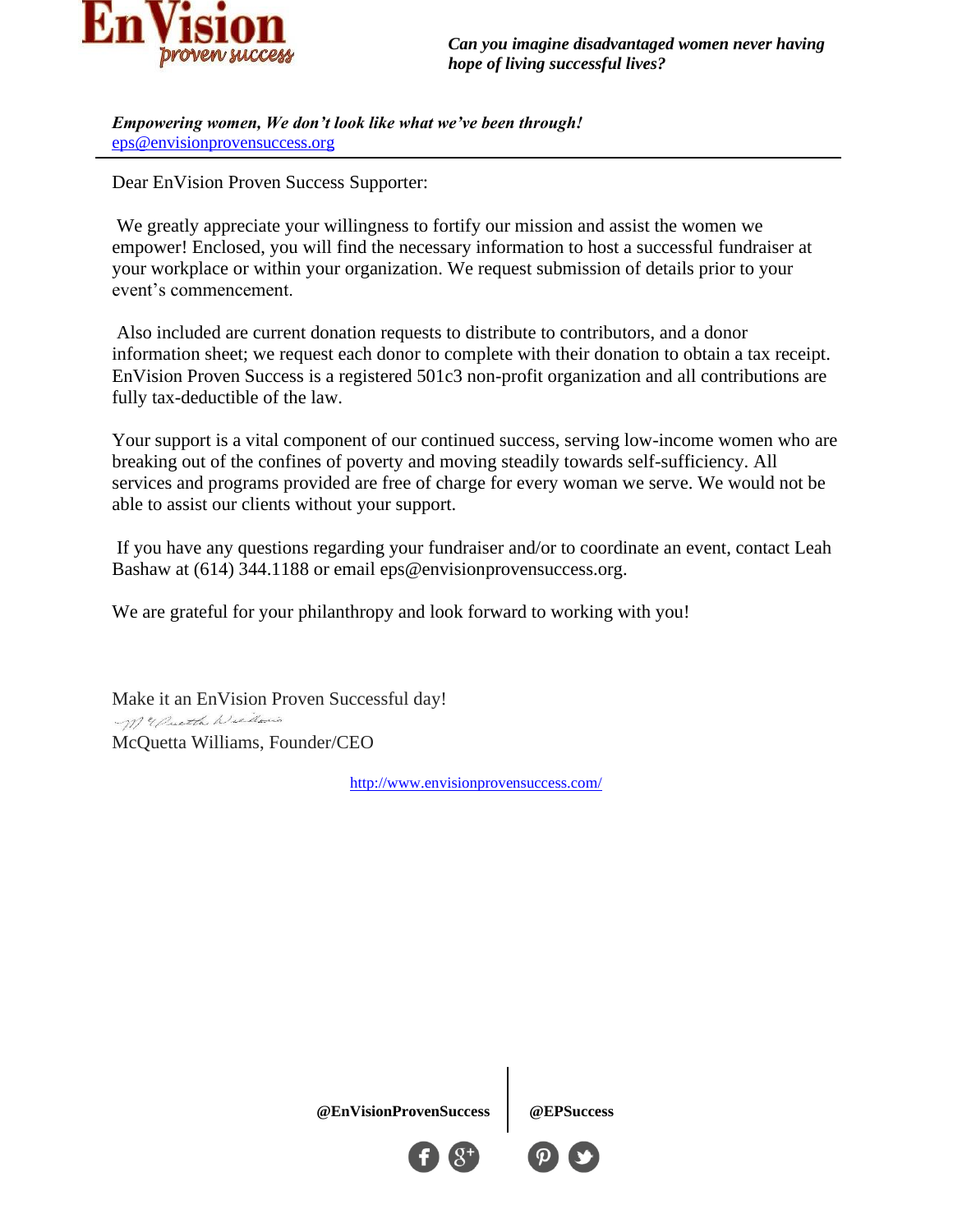**EnVision**
*proven success*

***Can you imagine disadvantaged women never having hope of living successful lives?***

***Empowering women, We don't look like what we've been through!***
eps@envisionprovensuccess.org

---

Dear EnVision Proven Success Supporter:

We greatly appreciate your willingness to fortify our mission and assist the women we empower! Enclosed, you will find the necessary information to host a successful fundraiser at your workplace or within your organization. We request submission of details prior to your event's commencement.

Also included are current donation requests to distribute to contributors, and a donor information sheet; we request each donor to complete with their donation to obtain a tax receipt. EnVision Proven Success is a registered 501c3 non-profit organization and all contributions are fully tax-deductible of the law.

Your support is a vital component of our continued success, serving low-income women who are breaking out of the confines of poverty and moving steadily towards self-sufficiency. All services and programs provided are free of charge for every woman we serve. We would not be able to assist our clients without your support.

If you have any questions regarding your fundraiser and/or to coordinate an event, contact Leah Bashaw at (614) 344.1188 or email eps@envisionprovensuccess.org.

We are grateful for your philanthropy and look forward to working with you!

Make it an EnVision Proven Successful day!

McQuetta Williams, Founder/CEO

http://www.envisionprovensuccess.com/

**@EnVisionProvenSuccess** | **@EPSuccess**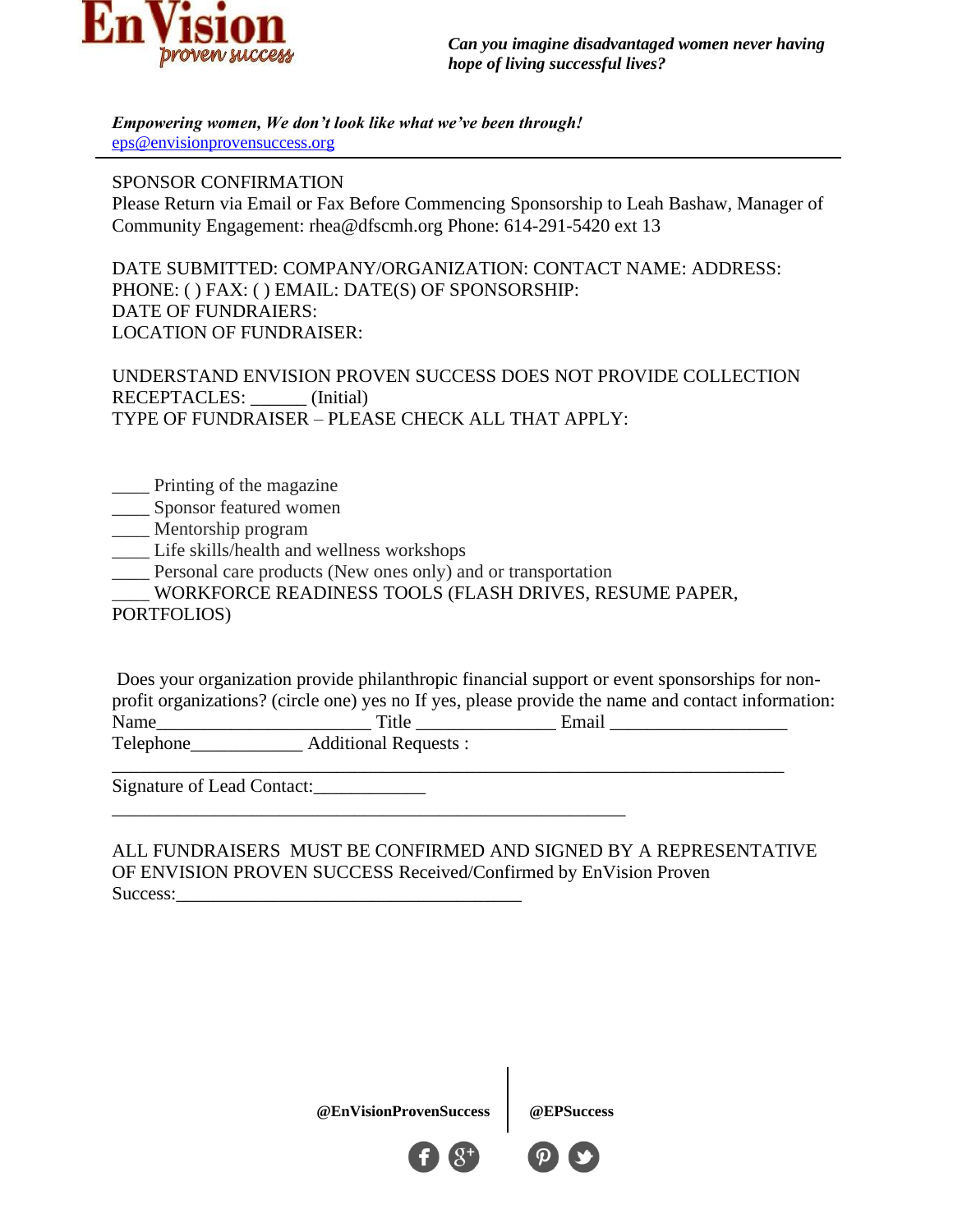**EnVision**
*proven success*

***Can you imagine disadvantaged women never having hope of living successful lives?***

***Empowering women, We don't look like what we've been through!***
eps@envisionprovensuccess.org

---

SPONSOR CONFIRMATION
Please Return via Email or Fax Before Commencing Sponsorship to Leah Bashaw, Manager of Community Engagement: rhea@dfscmh.org Phone: 614-291-5420 ext 13

DATE SUBMITTED: COMPANY/ORGANIZATION: CONTACT NAME: ADDRESS: PHONE: ( ) FAX: ( ) EMAIL: DATE(S) OF SPONSORSHIP:
DATE OF FUNDRAIERS:
LOCATION OF FUNDRAISER:

UNDERSTAND ENVISION PROVEN SUCCESS DOES NOT PROVIDE COLLECTION RECEPTACLES: ______ (Initial)
TYPE OF FUNDRAISER – PLEASE CHECK ALL THAT APPLY:

____ Printing of the magazine
____ Sponsor featured women
____ Mentorship program
____ Life skills/health and wellness workshops
____ Personal care products (New ones only) and or transportation
____ WORKFORCE READINESS TOOLS (FLASH DRIVES, RESUME PAPER, PORTFOLIOS)

Does your organization provide philanthropic financial support or event sponsorships for non-profit organizations? (circle one) yes no If yes, please provide the name and contact information:
Name_______________________ Title _______________ Email ___________________
Telephone____________ Additional Requests :
__________________________________________________________________________
Signature of Lead Contact:____________
________________________________________________________

ALL FUNDRAISERS MUST BE CONFIRMED AND SIGNED BY A REPRESENTATIVE OF ENVISION PROVEN SUCCESS Received/Confirmed by EnVision Proven Success:_____________________________________

**@EnVisionProvenSuccess** | **@EPSuccess**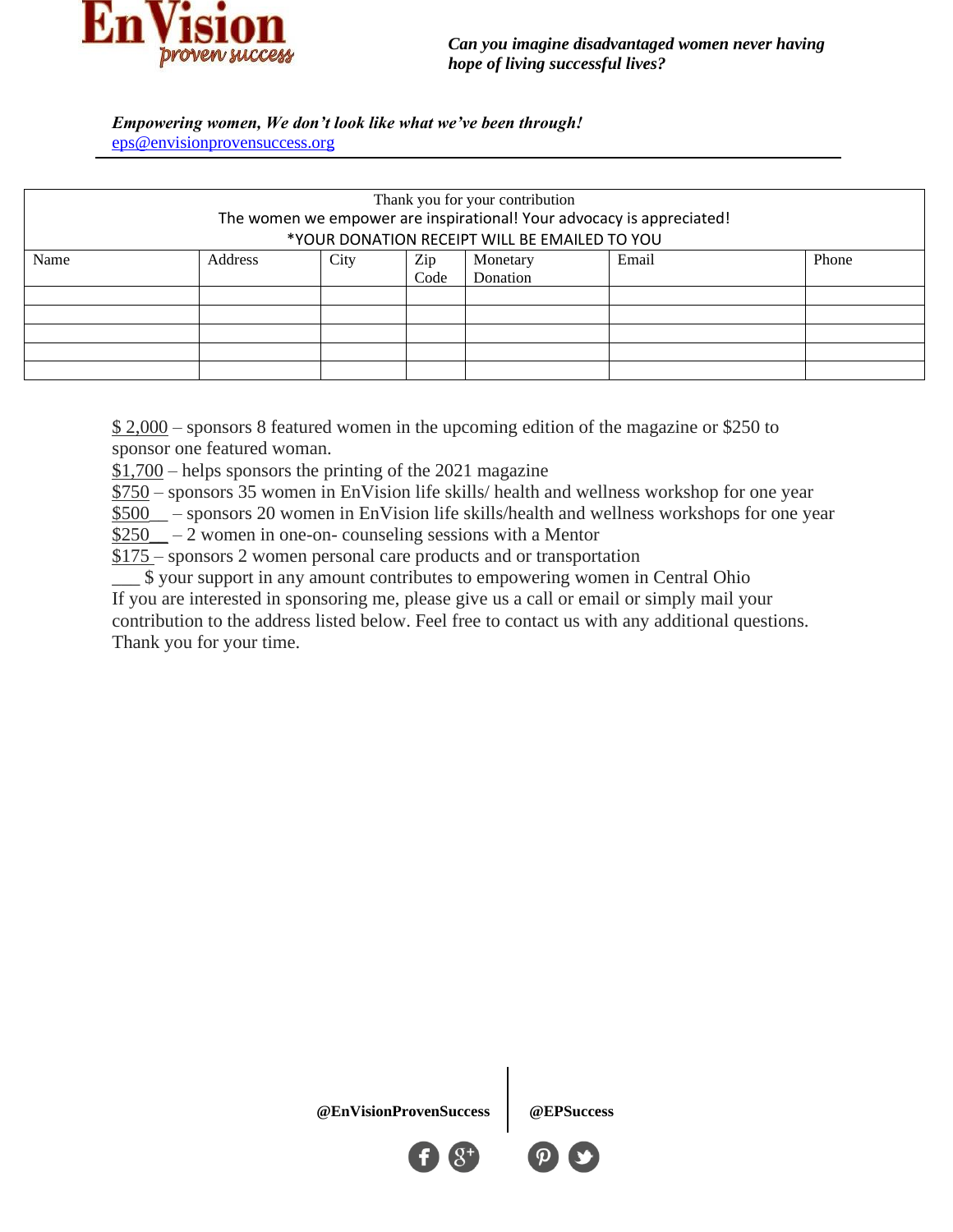EnVision proven success

***Can you imagine disadvantaged women never having hope of living successful lives?***

***Empowering women, We don't look like what we've been through!***
eps@envisionprovensuccess.org

| Thank you for your contribution<br>The women we empower are inspirational! Your advocacy is appreciated!<br>*YOUR DONATION RECEIPT WILL BE EMAILED TO YOU | | | | | | |
|---|---|---|---|---|---|---|
| Name | Address | City | Zip Code | Monetary Donation | Email | Phone |
| | | | | | | |
| | | | | | | |
| | | | | | | |
| | | | | | | |
| | | | | | | |

$ 2,000 – sponsors 8 featured women in the upcoming edition of the magazine or $250 to sponsor one featured woman.
$1,700 – helps sponsors the printing of the 2021 magazine
$750 – sponsors 35 women in EnVision life skills/ health and wellness workshop for one year
$500__ – sponsors 20 women in EnVision life skills/health and wellness workshops for one year
$250__ – 2 women in one-on- counseling sessions with a Mentor
$175 – sponsors 2 women personal care products and or transportation
___ $ your support in any amount contributes to empowering women in Central Ohio
If you are interested in sponsoring me, please give us a call or email or simply mail your contribution to the address listed below. Feel free to contact us with any additional questions. Thank you for your time.

**@EnVisionProvenSuccess** | **@EPSuccess**